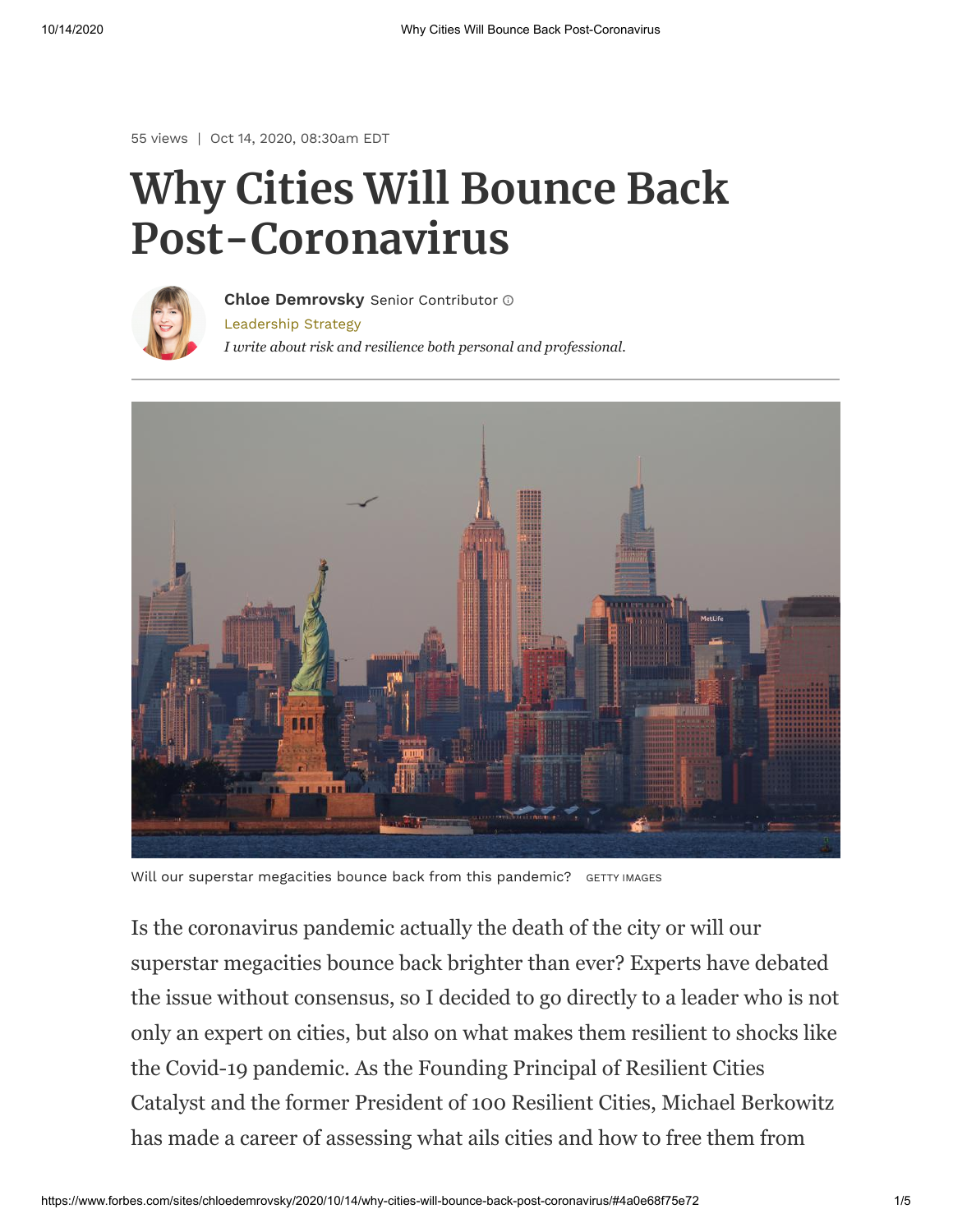55 views | Oct 14, 2020, 08:30am EDT

# Why Cities Will Bounce Back Post-Coronavirus

**Chloe Demrovsky** Senior Contributor

Leadership Strategy

*I write about risk and resilience both personal and professional.*

Will our superstar megacities bounce back from this pandemic? GETTY IMAGES

Is the coronavirus pandemic actually the death of the city or will our superstar megacities bounce back brighter than ever? Experts have debated the issue without consensus, so I decided to go directly to a leader who is not only an expert on cities, but also on what makes them resilient to shocks like the Covid-19 pandemic. As the Founding Principal of Resilient Cities Catalyst and the former President of 100 Resilient Cities, Michael Berkowitz has made a career of assessing what ails cities and how to free them from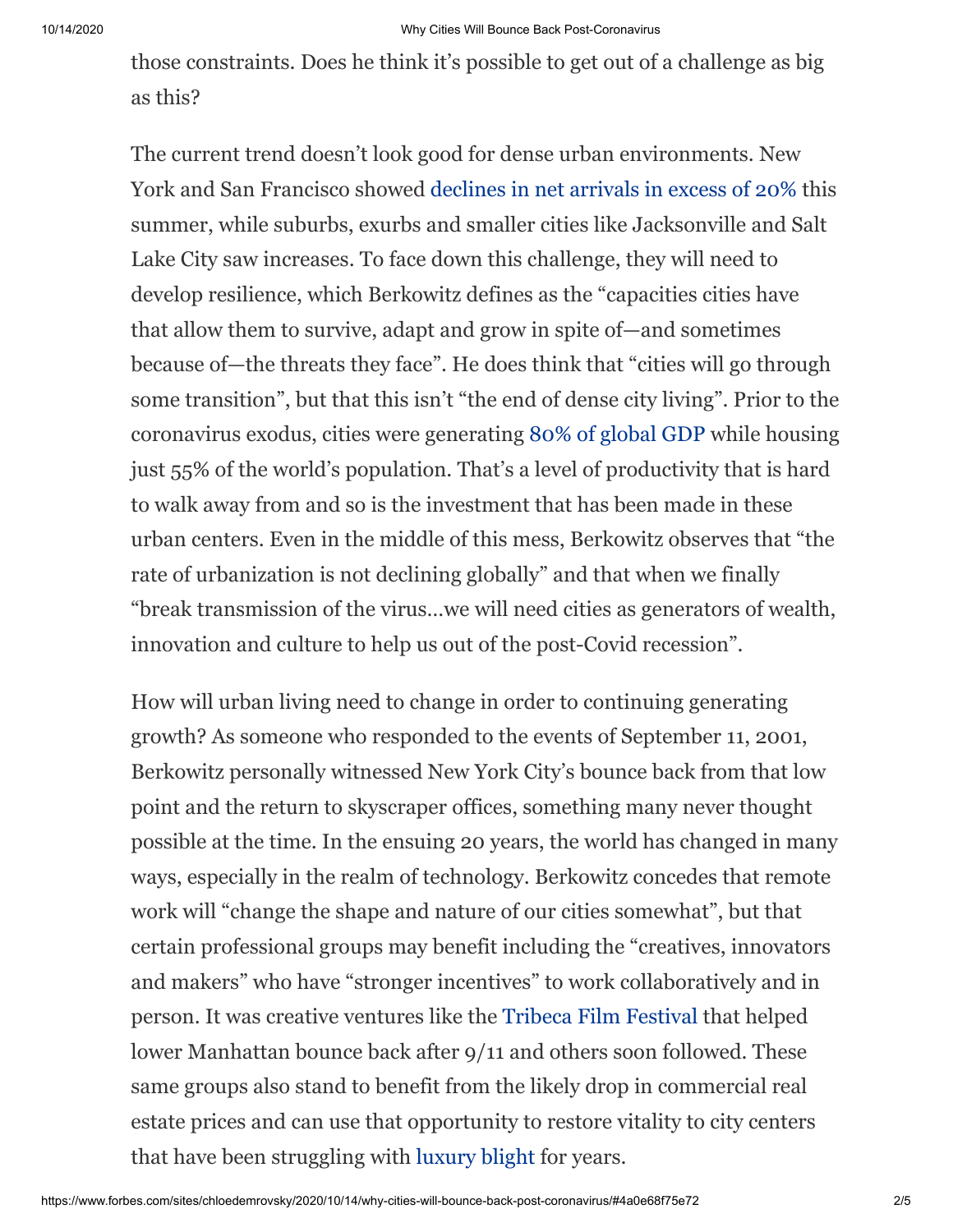those constraints. Does he think it's possible to get out of a challenge as big as this?

The current trend doesn't look good for dense urban environments. New York and San Francisco showed declines in net arrivals in excess of 20% this summer, while suburbs, exurbs and smaller cities like Jacksonville and Salt Lake City saw increases. To face down this challenge, they will need to develop resilience, which Berkowitz defines as the "capacities cities have that allow them to survive, adapt and grow in spite of—and sometimes because of—the threats they face". He does think that "cities will go through some transition", but that this isn't "the end of dense city living". Prior to the coronavirus exodus, cities were generating 80% of global GDP while housing just 55% of the world's population. That's a level of productivity that is hard to walk away from and so is the investment that has been made in these urban centers. Even in the middle of this mess, Berkowitz observes that "the rate of urbanization is not declining globally" and that when we finally "break transmission of the virus…we will need cities as generators of wealth, innovation and culture to help us out of the post-Covid recession".

How will urban living need to change in order to continuing generating growth? As someone who responded to the events of September 11, 2001, Berkowitz personally witnessed New York City's bounce back from that low point and the return to skyscraper offices, something many never thought possible at the time. In the ensuing 20 years, the world has changed in many ways, especially in the realm of technology. Berkowitz concedes that remote work will "change the shape and nature of our cities somewhat", but that certain professional groups may benefit including the "creatives, innovators and makers" who have "stronger incentives" to work collaboratively and in person. It was creative ventures like the Tribeca Film Festival that helped lower Manhattan bounce back after 9/11 and others soon followed. These same groups also stand to benefit from the likely drop in commercial real estate prices and can use that opportunity to restore vitality to city centers that have been struggling with luxury blight for years.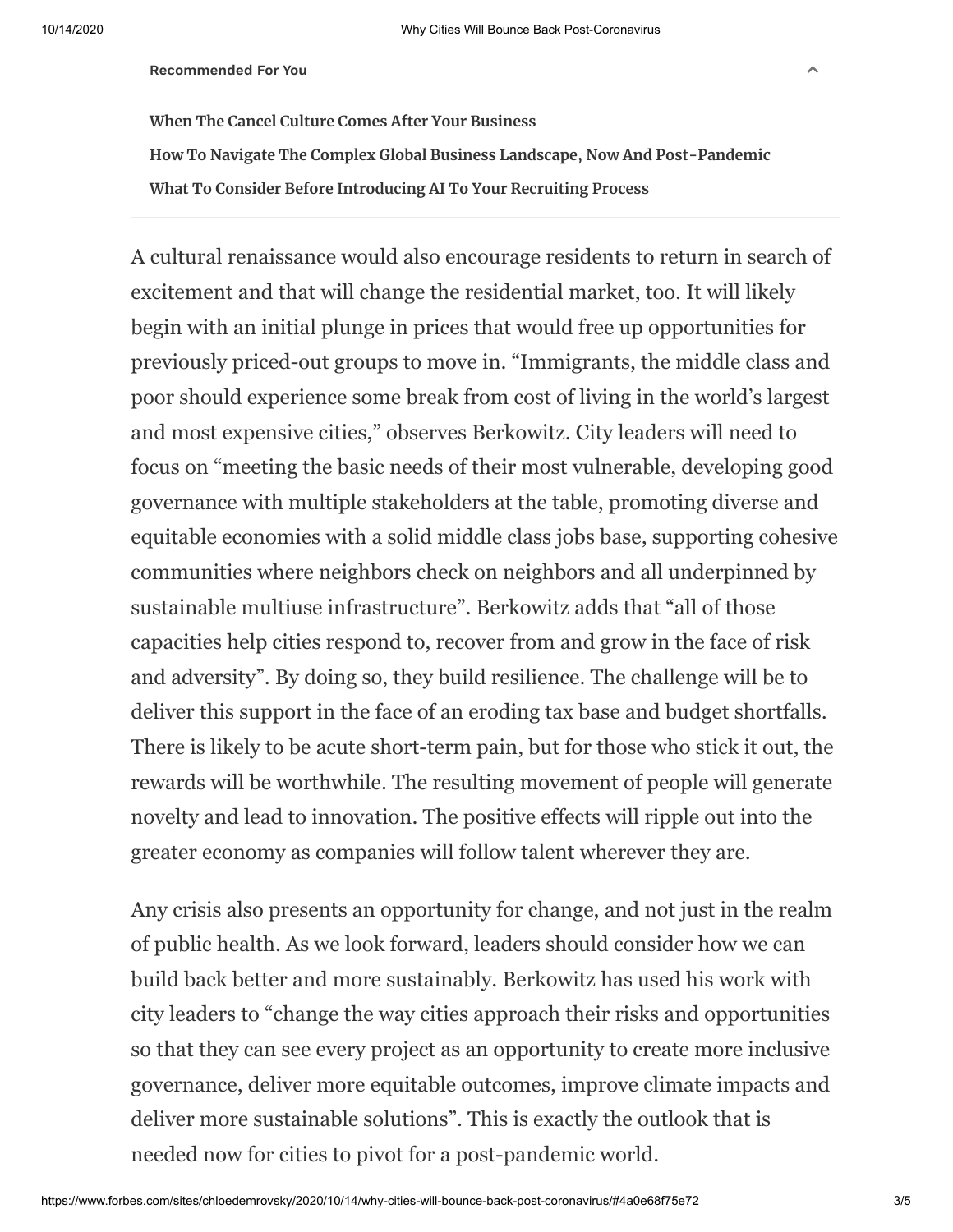**Recommended For You**

**When The Cancel Culture Comes After Your Business**

**How To Navigate The Complex Global Business Landscape, Now And Post-Pandemic**

**What To Consider Before Introducing AI To Your Recruiting Process**

A cultural renaissance would also encourage residents to return in search of excitement and that will change the residential market, too. It will likely begin with an initial plunge in prices that would free up opportunities for previously priced-out groups to move in. "Immigrants, the middle class and poor should experience some break from cost of living in the world's largest and most expensive cities," observes Berkowitz. City leaders will need to focus on "meeting the basic needs of their most vulnerable, developing good governance with multiple stakeholders at the table, promoting diverse and equitable economies with a solid middle class jobs base, supporting cohesive communities where neighbors check on neighbors and all underpinned by sustainable multiuse infrastructure". Berkowitz adds that "all of those capacities help cities respond to, recover from and grow in the face of risk and adversity". By doing so, they build resilience. The challenge will be to deliver this support in the face of an eroding tax base and budget shortfalls. There is likely to be acute short-term pain, but for those who stick it out, the rewards will be worthwhile. The resulting movement of people will generate novelty and lead to innovation. The positive effects will ripple out into the greater economy as companies will follow talent wherever they are.

Any crisis also presents an opportunity for change, and not just in the realm of public health. As we look forward, leaders should consider how we can build back better and more sustainably. Berkowitz has used his work with city leaders to "change the way cities approach their risks and opportunities so that they can see every project as an opportunity to create more inclusive governance, deliver more equitable outcomes, improve climate impacts and deliver more sustainable solutions". This is exactly the outlook that is needed now for cities to pivot for a post-pandemic world.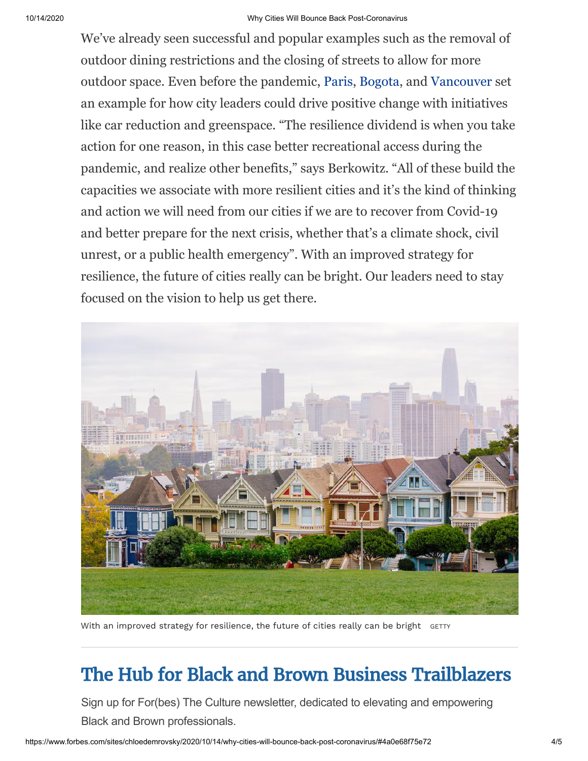We've already seen successful and popular examples such as the removal of outdoor dining restrictions and the closing of streets to allow for more outdoor space. Even before the pandemic, Paris, Bogota, and Vancouver set an example for how city leaders could drive positive change with initiatives like car reduction and greenspace. "The resilience dividend is when you take action for one reason, in this case better recreational access during the pandemic, and realize other benefits," says Berkowitz. "All of these build the capacities we associate with more resilient cities and it's the kind of thinking and action we will need from our cities if we are to recover from Covid-19 and better prepare for the next crisis, whether that's a climate shock, civil unrest, or a public health emergency". With an improved strategy for resilience, the future of cities really can be bright. Our leaders need to stay focused on the vision to help us get there.

With an improved strategy for resilience, the future of cities really can be bright GETTY

## The Hub for Black and Brown Business Trailblazers

Sign up for For(bes) The Culture newsletter, dedicated to elevating and empowering Black and Brown professionals.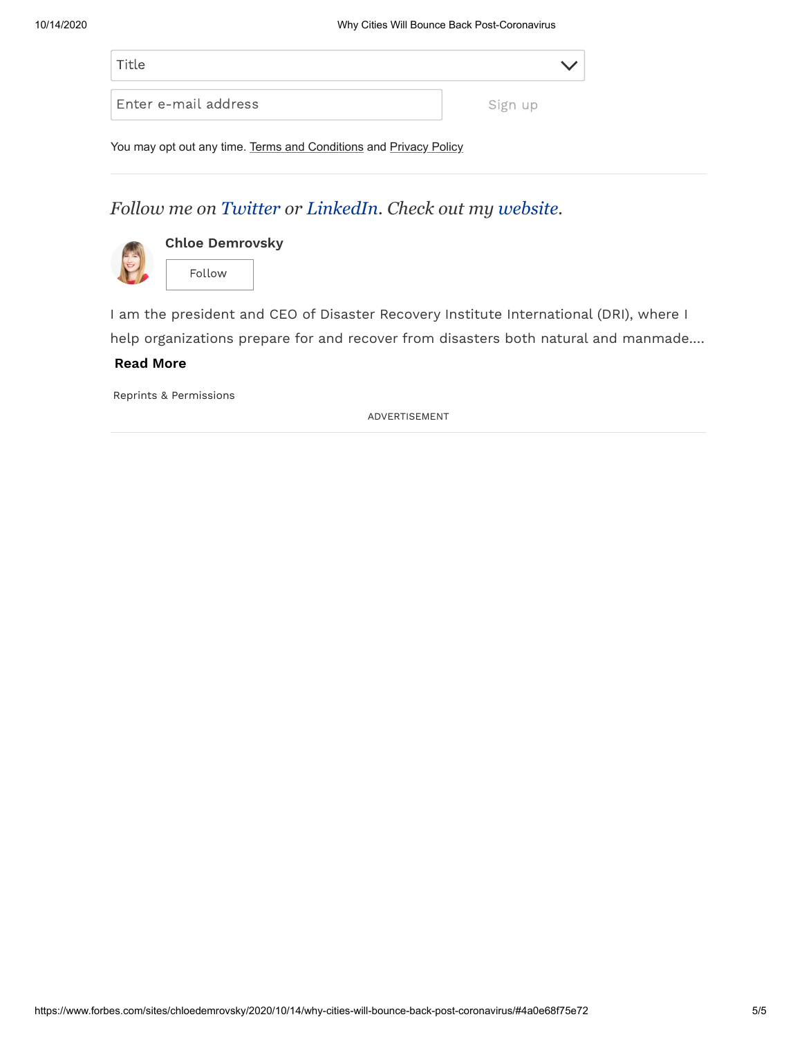Title

Enter e-mail address

Sign up

You may opt out any time. Terms and Conditions and Privacy Policy

*Follow me on Twitter or LinkedIn. Check out my website.*

**Chloe Demrovsky**

Follow

I am the president and CEO of Disaster Recovery Institute International (DRI), where I help organizations prepare for and recover from disasters both natural and manmade....

**Read More**

Reprints & Permissions

ADVERTISEMENT